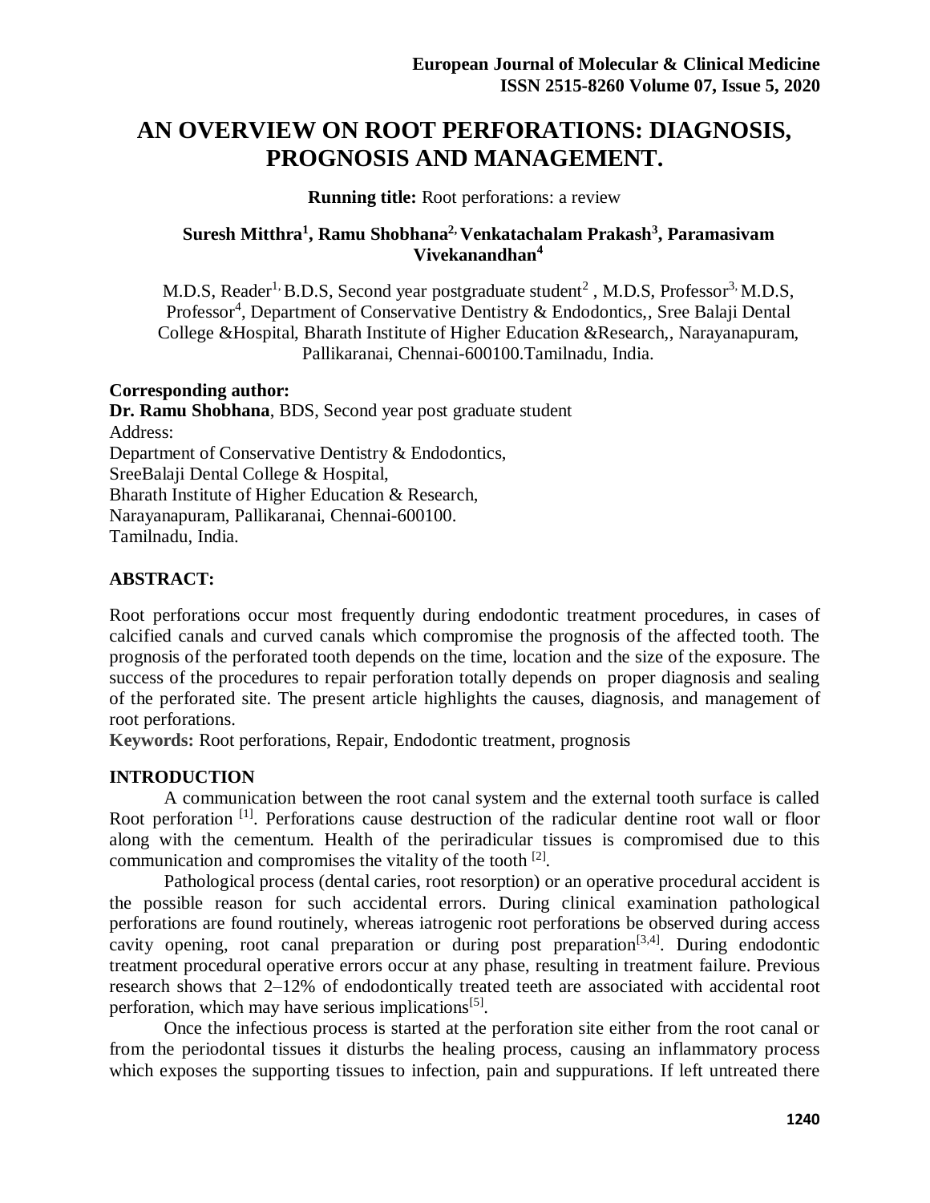# AN OVERVIEW ON ROOT PERFORATIONS: DIAGNOSIS, PROGNOSIS AND MANAGEMENT.

**Running title:** Root perforations: a review

**Suresh Mitthra[1], Ramu Shobhana[2], Venkatachalam Prakash[3], Paramasivam Vivekanandhan[4]**

M.D.S, Reader[1], B.D.S, Second year postgraduate student[2] , M.D.S, Professor[3], M.D.S, Professor[4], Department of Conservative Dentistry & Endodontics,, Sree Balaji Dental College &Hospital, Bharath Institute of Higher Education &Research,, Narayanapuram, Pallikaranai, Chennai-600100.Tamilnadu, India.

**Corresponding author:**
**Dr. Ramu Shobhana**, BDS, Second year post graduate student
Address:
Department of Conservative Dentistry & Endodontics,
SreeBalaji Dental College & Hospital,
Bharath Institute of Higher Education & Research,
Narayanapuram, Pallikaranai, Chennai-600100.
Tamilnadu, India.

## ABSTRACT:

Root perforations occur most frequently during endodontic treatment procedures, in cases of calcified canals and curved canals which compromise the prognosis of the affected tooth. The prognosis of the perforated tooth depends on the time, location and the size of the exposure. The success of the procedures to repair perforation totally depends on proper diagnosis and sealing of the perforated site. The present article highlights the causes, diagnosis, and management of root perforations.

**Keywords:** Root perforations, Repair, Endodontic treatment, prognosis

## INTRODUCTION

A communication between the root canal system and the external tooth surface is called Root perforation [1]. Perforations cause destruction of the radicular dentine root wall or floor along with the cementum. Health of the periradicular tissues is compromised due to this communication and compromises the vitality of the tooth [2].

Pathological process (dental caries, root resorption) or an operative procedural accident is the possible reason for such accidental errors. During clinical examination pathological perforations are found routinely, whereas iatrogenic root perforations be observed during access cavity opening, root canal preparation or during post preparation[3,4]. During endodontic treatment procedural operative errors occur at any phase, resulting in treatment failure. Previous research shows that 2–12% of endodontically treated teeth are associated with accidental root perforation, which may have serious implications[5].

Once the infectious process is started at the perforation site either from the root canal or from the periodontal tissues it disturbs the healing process, causing an inflammatory process which exposes the supporting tissues to infection, pain and suppurations. If left untreated there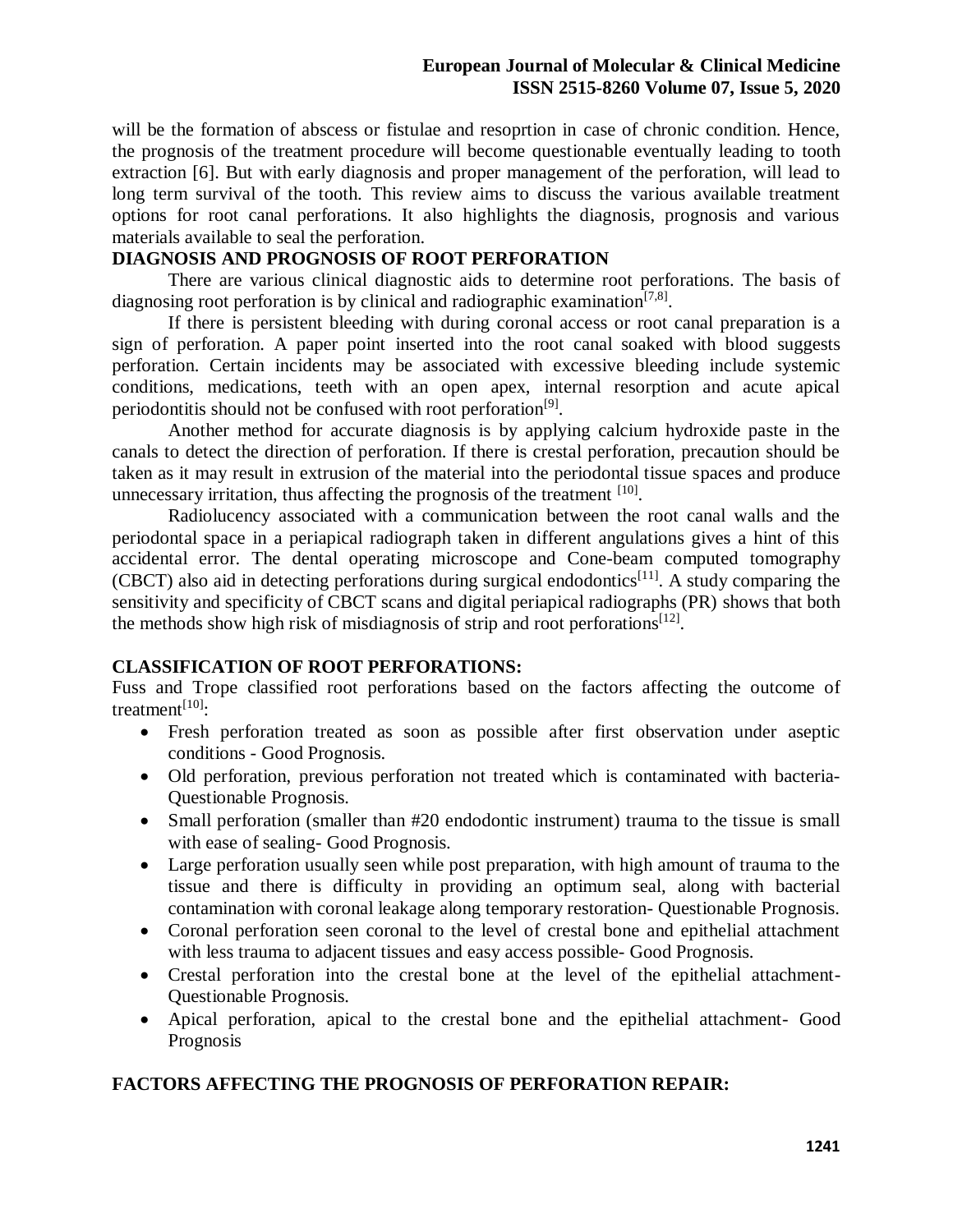will be the formation of abscess or fistulae and resoprtion in case of chronic condition. Hence, the prognosis of the treatment procedure will become questionable eventually leading to tooth extraction [6]. But with early diagnosis and proper management of the perforation, will lead to long term survival of the tooth. This review aims to discuss the various available treatment options for root canal perforations. It also highlights the diagnosis, prognosis and various materials available to seal the perforation.

## DIAGNOSIS AND PROGNOSIS OF ROOT PERFORATION

There are various clinical diagnostic aids to determine root perforations. The basis of diagnosing root perforation is by clinical and radiographic examination[7,8].

If there is persistent bleeding with during coronal access or root canal preparation is a sign of perforation. A paper point inserted into the root canal soaked with blood suggests perforation. Certain incidents may be associated with excessive bleeding include systemic conditions, medications, teeth with an open apex, internal resorption and acute apical periodontitis should not be confused with root perforation[9].

Another method for accurate diagnosis is by applying calcium hydroxide paste in the canals to detect the direction of perforation. If there is crestal perforation, precaution should be taken as it may result in extrusion of the material into the periodontal tissue spaces and produce unnecessary irritation, thus affecting the prognosis of the treatment [10].

Radiolucency associated with a communication between the root canal walls and the periodontal space in a periapical radiograph taken in different angulations gives a hint of this accidental error. The dental operating microscope and Cone-beam computed tomography (CBCT) also aid in detecting perforations during surgical endodontics[11]. A study comparing the sensitivity and specificity of CBCT scans and digital periapical radiographs (PR) shows that both the methods show high risk of misdiagnosis of strip and root perforations[12].

## CLASSIFICATION OF ROOT PERFORATIONS:

Fuss and Trope classified root perforations based on the factors affecting the outcome of treatment[10]:

- Fresh perforation treated as soon as possible after first observation under aseptic conditions - Good Prognosis.
- Old perforation, previous perforation not treated which is contaminated with bacteria- Questionable Prognosis.
- Small perforation (smaller than #20 endodontic instrument) trauma to the tissue is small with ease of sealing- Good Prognosis.
- Large perforation usually seen while post preparation, with high amount of trauma to the tissue and there is difficulty in providing an optimum seal, along with bacterial contamination with coronal leakage along temporary restoration- Questionable Prognosis.
- Coronal perforation seen coronal to the level of crestal bone and epithelial attachment with less trauma to adjacent tissues and easy access possible- Good Prognosis.
- Crestal perforation into the crestal bone at the level of the epithelial attachment- Questionable Prognosis.
- Apical perforation, apical to the crestal bone and the epithelial attachment- Good Prognosis

## FACTORS AFFECTING THE PROGNOSIS OF PERFORATION REPAIR: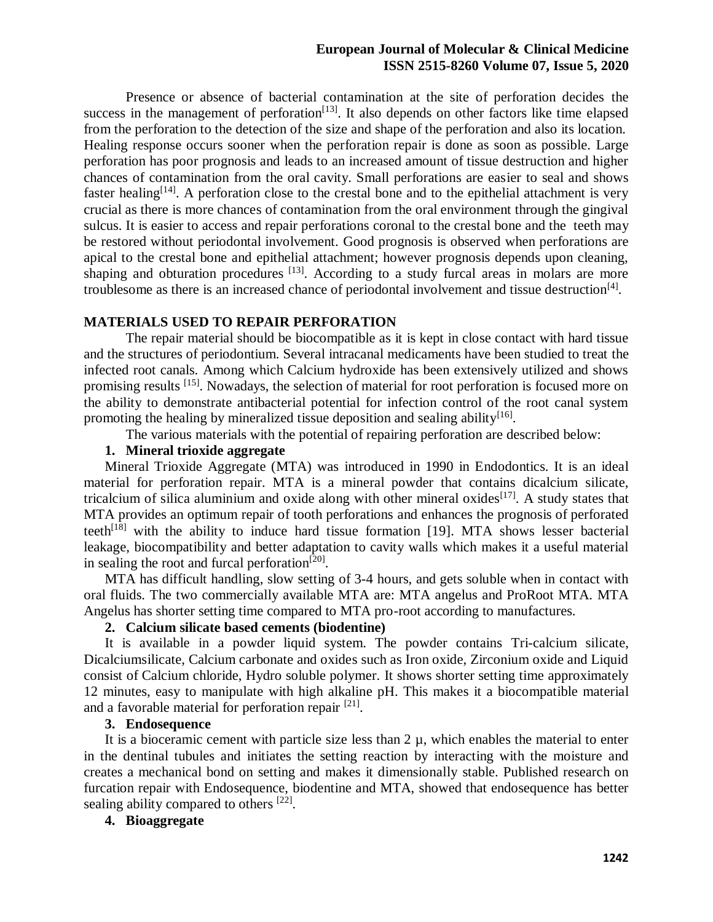Presence or absence of bacterial contamination at the site of perforation decides the success in the management of perforation[13]. It also depends on other factors like time elapsed from the perforation to the detection of the size and shape of the perforation and also its location. Healing response occurs sooner when the perforation repair is done as soon as possible. Large perforation has poor prognosis and leads to an increased amount of tissue destruction and higher chances of contamination from the oral cavity. Small perforations are easier to seal and shows faster healing[14]. A perforation close to the crestal bone and to the epithelial attachment is very crucial as there is more chances of contamination from the oral environment through the gingival sulcus. It is easier to access and repair perforations coronal to the crestal bone and the teeth may be restored without periodontal involvement. Good prognosis is observed when perforations are apical to the crestal bone and epithelial attachment; however prognosis depends upon cleaning, shaping and obturation procedures [13]. According to a study furcal areas in molars are more troublesome as there is an increased chance of periodontal involvement and tissue destruction[4].

## MATERIALS USED TO REPAIR PERFORATION

The repair material should be biocompatible as it is kept in close contact with hard tissue and the structures of periodontium. Several intracanal medicaments have been studied to treat the infected root canals. Among which Calcium hydroxide has been extensively utilized and shows promising results [15]. Nowadays, the selection of material for root perforation is focused more on the ability to demonstrate antibacterial potential for infection control of the root canal system promoting the healing by mineralized tissue deposition and sealing ability[16].

The various materials with the potential of repairing perforation are described below:

### 1. Mineral trioxide aggregate

Mineral Trioxide Aggregate (MTA) was introduced in 1990 in Endodontics. It is an ideal material for perforation repair. MTA is a mineral powder that contains dicalcium silicate, tricalcium of silica aluminium and oxide along with other mineral oxides[17]. A study states that MTA provides an optimum repair of tooth perforations and enhances the prognosis of perforated teeth[18] with the ability to induce hard tissue formation [19]. MTA shows lesser bacterial leakage, biocompatibility and better adaptation to cavity walls which makes it a useful material in sealing the root and furcal perforation[20].

MTA has difficult handling, slow setting of 3-4 hours, and gets soluble when in contact with oral fluids. The two commercially available MTA are: MTA angelus and ProRoot MTA. MTA Angelus has shorter setting time compared to MTA pro-root according to manufactures.

### 2. Calcium silicate based cements (biodentine)

It is available in a powder liquid system. The powder contains Tri-calcium silicate, Dicalciumsilicate, Calcium carbonate and oxides such as Iron oxide, Zirconium oxide and Liquid consist of Calcium chloride, Hydro soluble polymer. It shows shorter setting time approximately 12 minutes, easy to manipulate with high alkaline pH. This makes it a biocompatible material and a favorable material for perforation repair [21].

### 3. Endosequence

It is a bioceramic cement with particle size less than 2 µ, which enables the material to enter in the dentinal tubules and initiates the setting reaction by interacting with the moisture and creates a mechanical bond on setting and makes it dimensionally stable. Published research on furcation repair with Endosequence, biodentine and MTA, showed that endosequence has better sealing ability compared to others [22].

### 4. Bioaggregate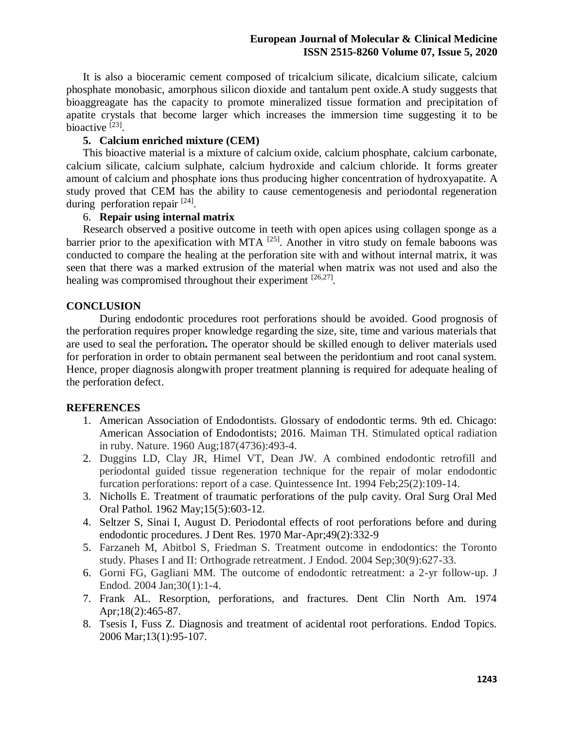It is also a bioceramic cement composed of tricalcium silicate, dicalcium silicate, calcium phosphate monobasic, amorphous silicon dioxide and tantalum pent oxide.A study suggests that bioaggreagate has the capacity to promote mineralized tissue formation and precipitation of apatite crystals that become larger which increases the immersion time suggesting it to be bioactive [23].

**5. Calcium enriched mixture (CEM)**

This bioactive material is a mixture of calcium oxide, calcium phosphate, calcium carbonate, calcium silicate, calcium sulphate, calcium hydroxide and calcium chloride. It forms greater amount of calcium and phosphate ions thus producing higher concentration of hydroxyapatite. A study proved that CEM has the ability to cause cementogenesis and periodontal regeneration during perforation repair [24].

6. **Repair using internal matrix**

Research observed a positive outcome in teeth with open apices using collagen sponge as a barrier prior to the apexification with MTA [25]. Another in vitro study on female baboons was conducted to compare the healing at the perforation site with and without internal matrix, it was seen that there was a marked extrusion of the material when matrix was not used and also the healing was compromised throughout their experiment [26,27].

## CONCLUSION

During endodontic procedures root perforations should be avoided. Good prognosis of the perforation requires proper knowledge regarding the size, site, time and various materials that are used to seal the perforation**.** The operator should be skilled enough to deliver materials used for perforation in order to obtain permanent seal between the peridontium and root canal system. Hence, proper diagnosis alongwith proper treatment planning is required for adequate healing of the perforation defect.

## REFERENCES

1. American Association of Endodontists. Glossary of endodontic terms. 9th ed. Chicago: American Association of Endodontists; 2016. Maiman TH. Stimulated optical radiation in ruby. Nature. 1960 Aug;187(4736):493-4.
2. Duggins LD, Clay JR, Himel VT, Dean JW. A combined endodontic retrofill and periodontal guided tissue regeneration technique for the repair of molar endodontic furcation perforations: report of a case. Quintessence Int. 1994 Feb;25(2):109-14.
3. Nicholls E. Treatment of traumatic perforations of the pulp cavity. Oral Surg Oral Med Oral Pathol. 1962 May;15(5):603-12.
4. Seltzer S, Sinai I, August D. Periodontal effects of root perforations before and during endodontic procedures. J Dent Res. 1970 Mar-Apr;49(2):332-9
5. Farzaneh M, Abitbol S, Friedman S. Treatment outcome in endodontics: the Toronto study. Phases I and II: Orthograde retreatment. J Endod. 2004 Sep;30(9):627-33.
6. Gorni FG, Gagliani MM. The outcome of endodontic retreatment: a 2-yr follow-up. J Endod. 2004 Jan;30(1):1-4.
7. Frank AL. Resorption, perforations, and fractures. Dent Clin North Am. 1974 Apr;18(2):465-87.
8. Tsesis I, Fuss Z. Diagnosis and treatment of acidental root perforations. Endod Topics. 2006 Mar;13(1):95-107.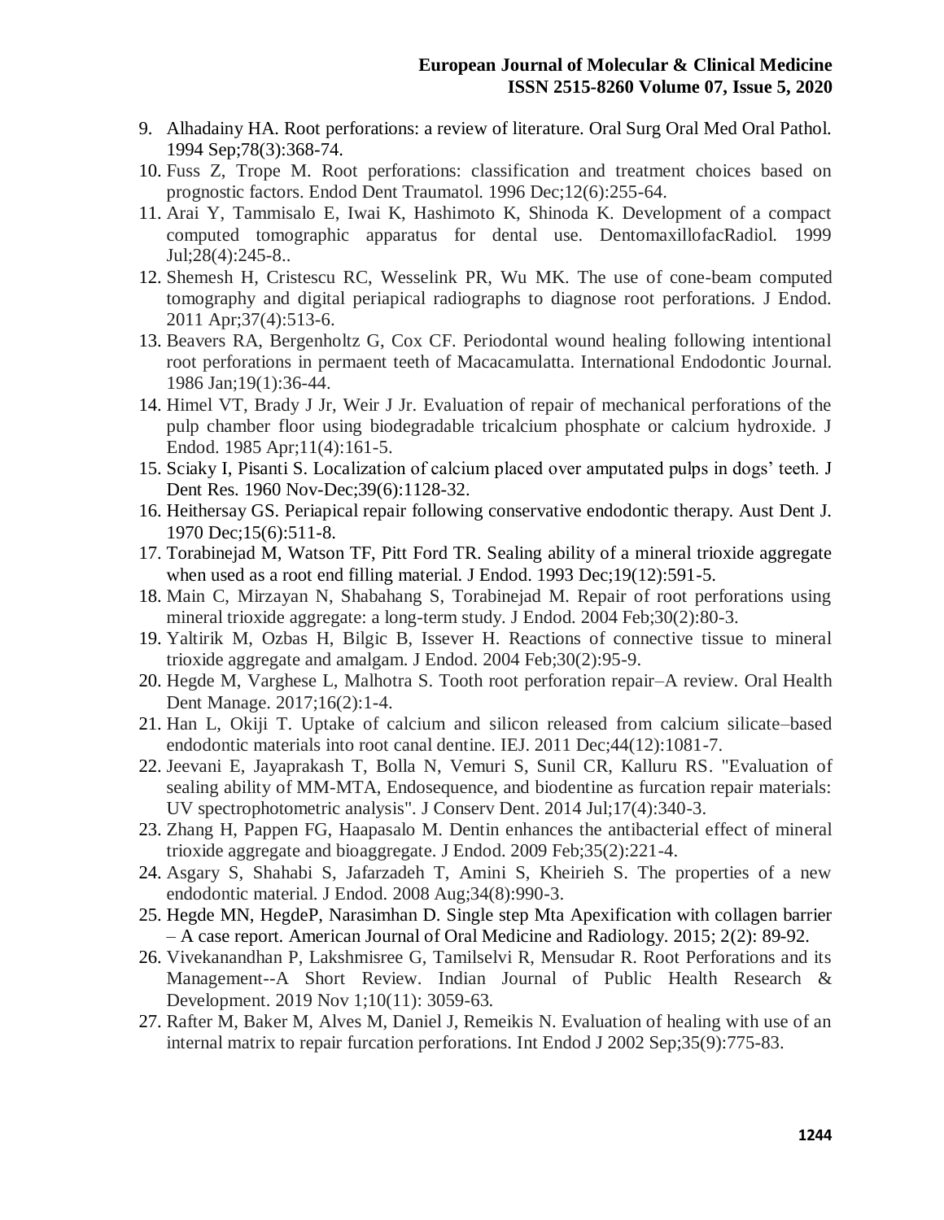9. Alhadainy HA. Root perforations: a review of literature. Oral Surg Oral Med Oral Pathol. 1994 Sep;78(3):368-74.
10. Fuss Z, Trope M. Root perforations: classification and treatment choices based on prognostic factors. Endod Dent Traumatol. 1996 Dec;12(6):255-64.
11. Arai Y, Tammisalo E, Iwai K, Hashimoto K, Shinoda K. Development of a compact computed tomographic apparatus for dental use. DentomaxillofacRadiol. 1999 Jul;28(4):245-8..
12. Shemesh H, Cristescu RC, Wesselink PR, Wu MK. The use of cone-beam computed tomography and digital periapical radiographs to diagnose root perforations. J Endod. 2011 Apr;37(4):513-6.
13. Beavers RA, Bergenholtz G, Cox CF. Periodontal wound healing following intentional root perforations in permaent teeth of Macacamulatta. International Endodontic Journal. 1986 Jan;19(1):36-44.
14. Himel VT, Brady J Jr, Weir J Jr. Evaluation of repair of mechanical perforations of the pulp chamber floor using biodegradable tricalcium phosphate or calcium hydroxide. J Endod. 1985 Apr;11(4):161-5.
15. Sciaky I, Pisanti S. Localization of calcium placed over amputated pulps in dogs' teeth. J Dent Res. 1960 Nov-Dec;39(6):1128-32.
16. Heithersay GS. Periapical repair following conservative endodontic therapy. Aust Dent J. 1970 Dec;15(6):511-8.
17. Torabinejad M, Watson TF, Pitt Ford TR. Sealing ability of a mineral trioxide aggregate when used as a root end filling material. J Endod. 1993 Dec;19(12):591-5.
18. Main C, Mirzayan N, Shabahang S, Torabinejad M. Repair of root perforations using mineral trioxide aggregate: a long-term study. J Endod. 2004 Feb;30(2):80-3.
19. Yaltirik M, Ozbas H, Bilgic B, Issever H. Reactions of connective tissue to mineral trioxide aggregate and amalgam. J Endod. 2004 Feb;30(2):95-9.
20. Hegde M, Varghese L, Malhotra S. Tooth root perforation repair–A review. Oral Health Dent Manage. 2017;16(2):1-4.
21. Han L, Okiji T. Uptake of calcium and silicon released from calcium silicate–based endodontic materials into root canal dentine. IEJ. 2011 Dec;44(12):1081-7.
22. Jeevani E, Jayaprakash T, Bolla N, Vemuri S, Sunil CR, Kalluru RS. "Evaluation of sealing ability of MM-MTA, Endosequence, and biodentine as furcation repair materials: UV spectrophotometric analysis". J Conserv Dent. 2014 Jul;17(4):340-3.
23. Zhang H, Pappen FG, Haapasalo M. Dentin enhances the antibacterial effect of mineral trioxide aggregate and bioaggregate. J Endod. 2009 Feb;35(2):221-4.
24. Asgary S, Shahabi S, Jafarzadeh T, Amini S, Kheirieh S. The properties of a new endodontic material. J Endod. 2008 Aug;34(8):990-3.
25. Hegde MN, HegdeP, Narasimhan D. Single step Mta Apexification with collagen barrier – A case report. American Journal of Oral Medicine and Radiology. 2015; 2(2): 89-92.
26. Vivekanandhan P, Lakshmisree G, Tamilselvi R, Mensudar R. Root Perforations and its Management--A Short Review. Indian Journal of Public Health Research & Development. 2019 Nov 1;10(11): 3059-63.
27. Rafter M, Baker M, Alves M, Daniel J, Remeikis N. Evaluation of healing with use of an internal matrix to repair furcation perforations. Int Endod J 2002 Sep;35(9):775-83.